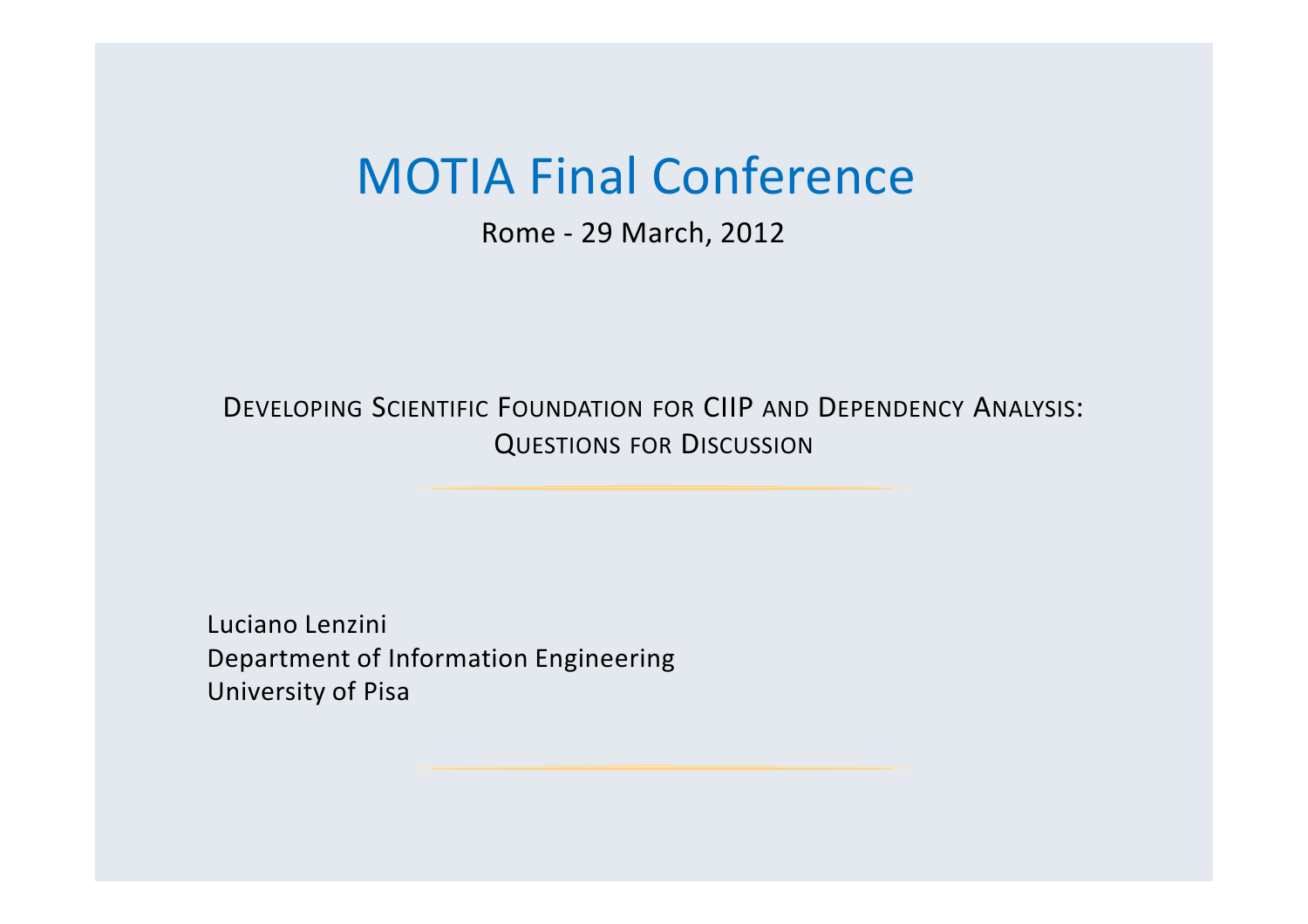# MOTIA Final Conference

Rome - 29 March, 2012

## Developing Scientific Foundation for CIIP and Dependency Analysis: Questions for Discussion

Luciano Lenzini
Department of Information Engineering
University of Pisa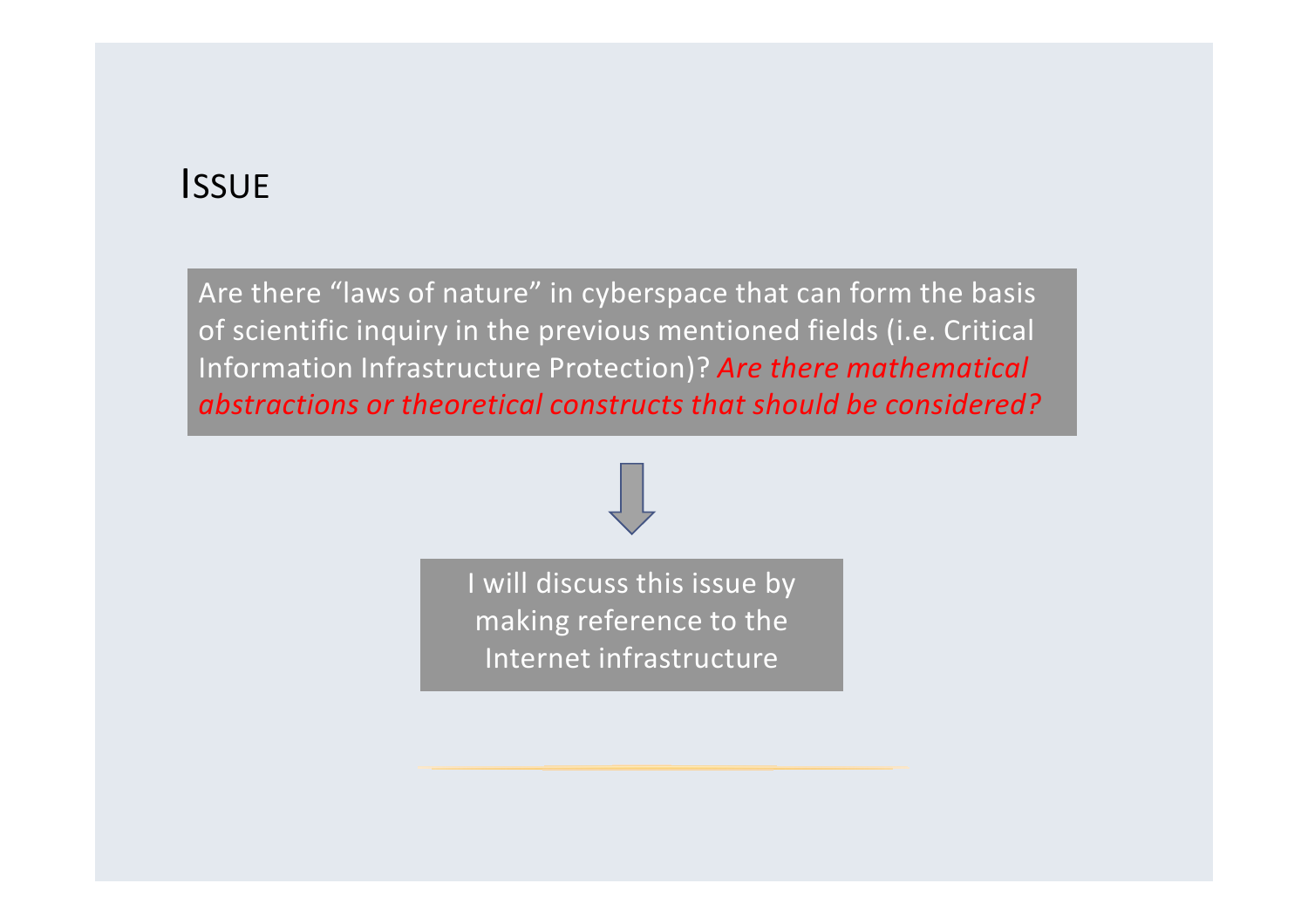## Issue

Are there "laws of nature" in cyberspace that can form the basis of scientific inquiry in the previous mentioned fields (i.e. Critical Information Infrastructure Protection)? *Are there mathematical abstractions or theoretical constructs that should be considered?*

I will discuss this issue by making reference to the Internet infrastructure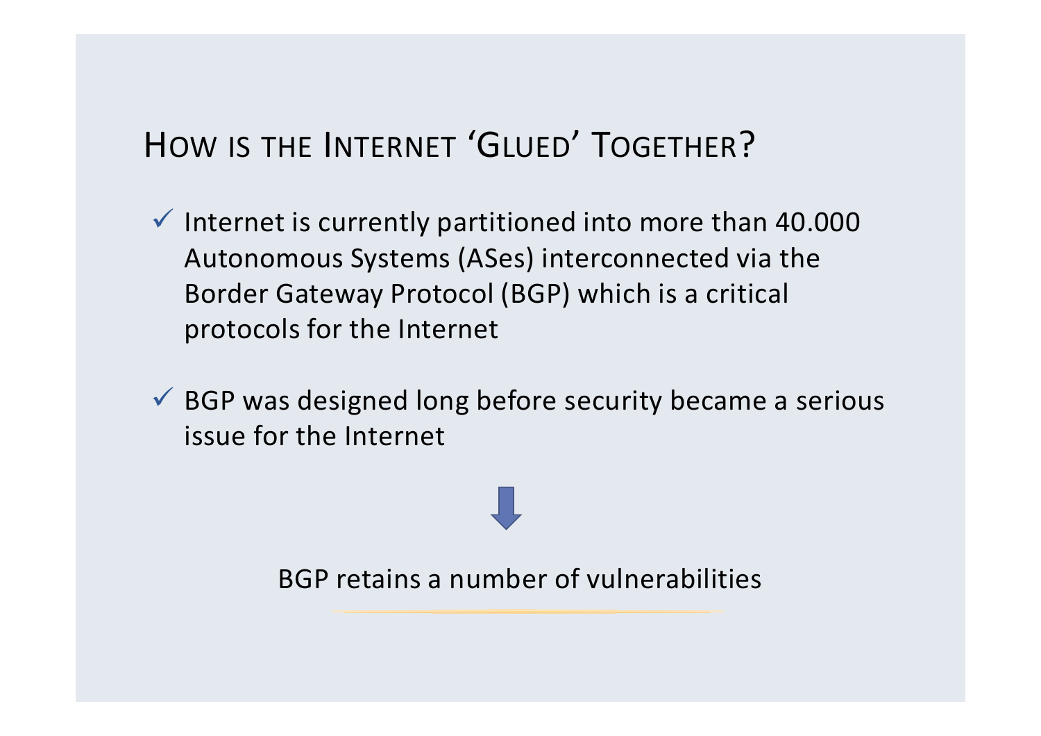## HOW IS THE INTERNET 'GLUED' TOGETHER?

- ✓ Internet is currently partitioned into more than 40.000 Autonomous Systems (ASes) interconnected via the Border Gateway Protocol (BGP) which is a critical protocols for the Internet
- ✓ BGP was designed long before security became a serious issue for the Internet

⬇

BGP retains a number of vulnerabilities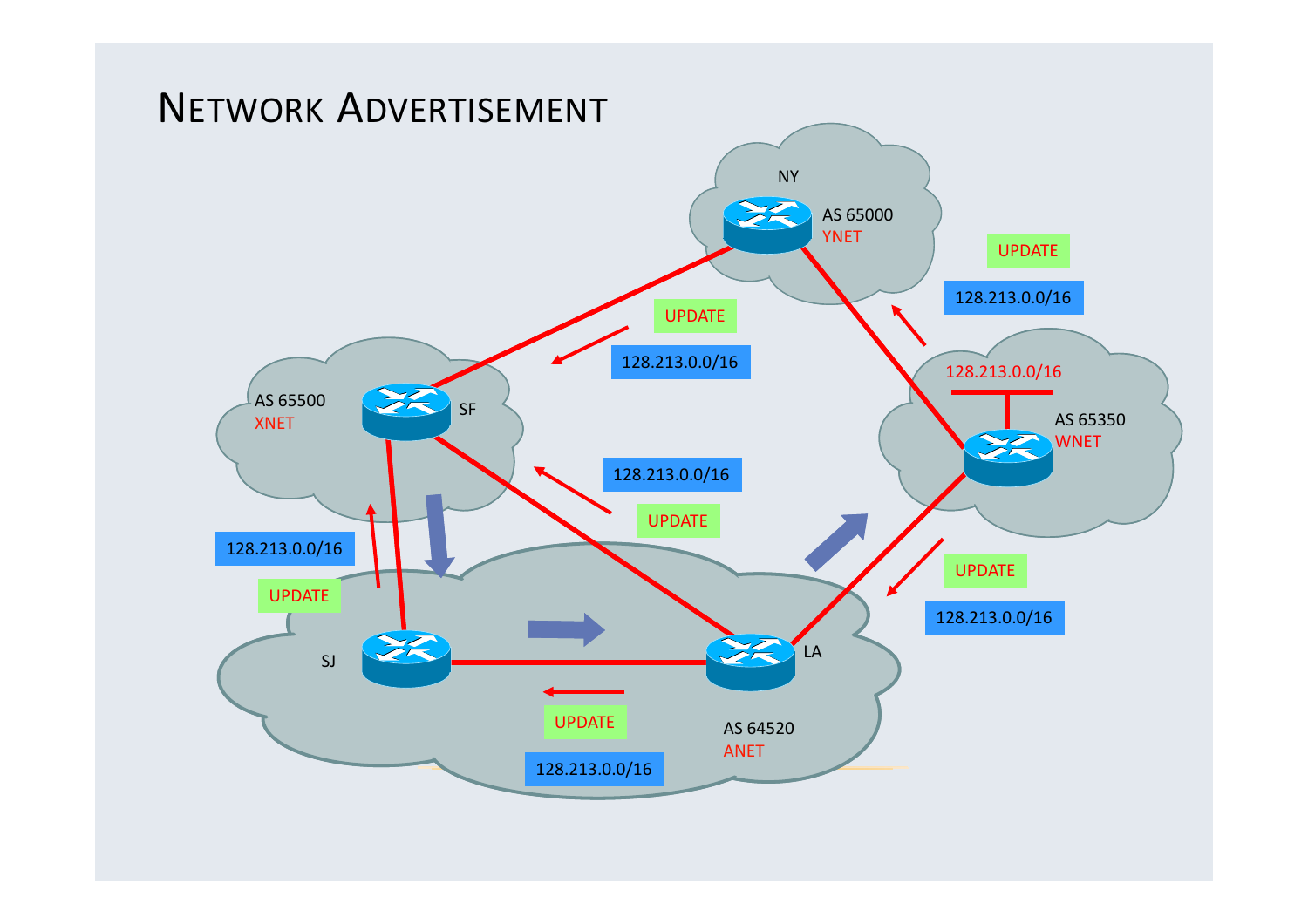# Network Advertisement

NY

AS 65000
YNET

UPDATE
128.213.0.0/16

UPDATE
128.213.0.0/16

AS 65500
XNET

SF

128.213.0.0/16
UPDATE

128.213.0.0/16

AS 65350
WNET

128.213.0.0/16
UPDATE

UPDATE
128.213.0.0/16

SJ

LA

UPDATE
128.213.0.0/16

AS 64520
ANET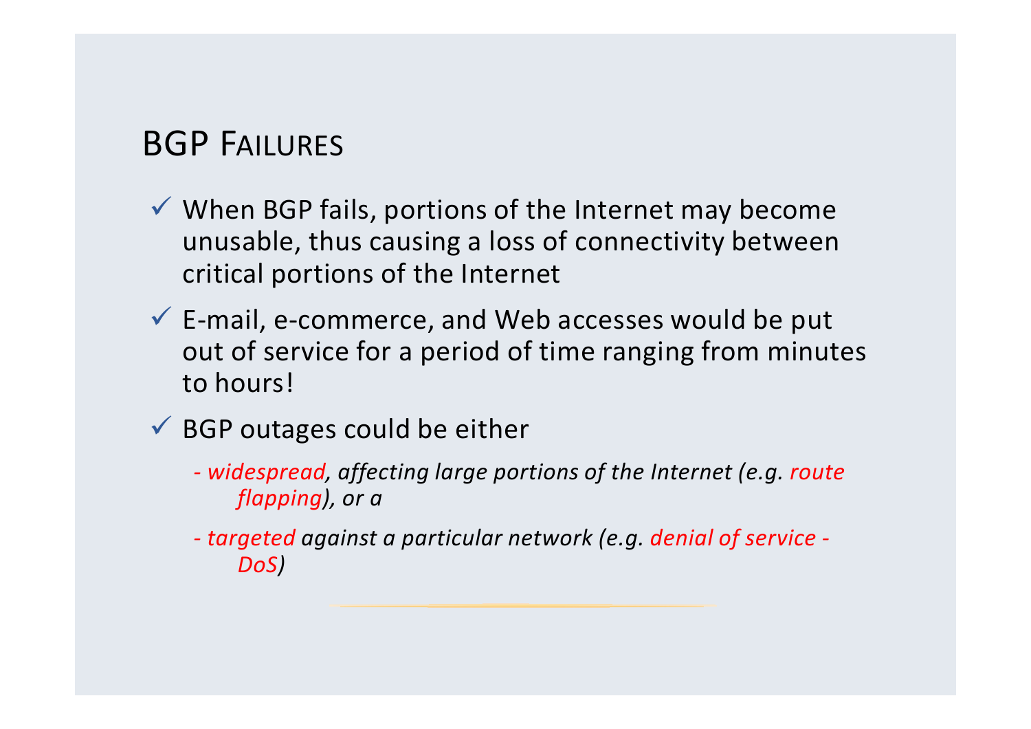## BGP FAILURES

- ✓ When BGP fails, portions of the Internet may become unusable, thus causing a loss of connectivity between critical portions of the Internet
- ✓ E-mail, e-commerce, and Web accesses would be put out of service for a period of time ranging from minutes to hours!
- ✓ BGP outages could be either
  - *- widespread, affecting large portions of the Internet (e.g. route flapping), or a*
  - *- targeted against a particular network (e.g. denial of service - DoS)*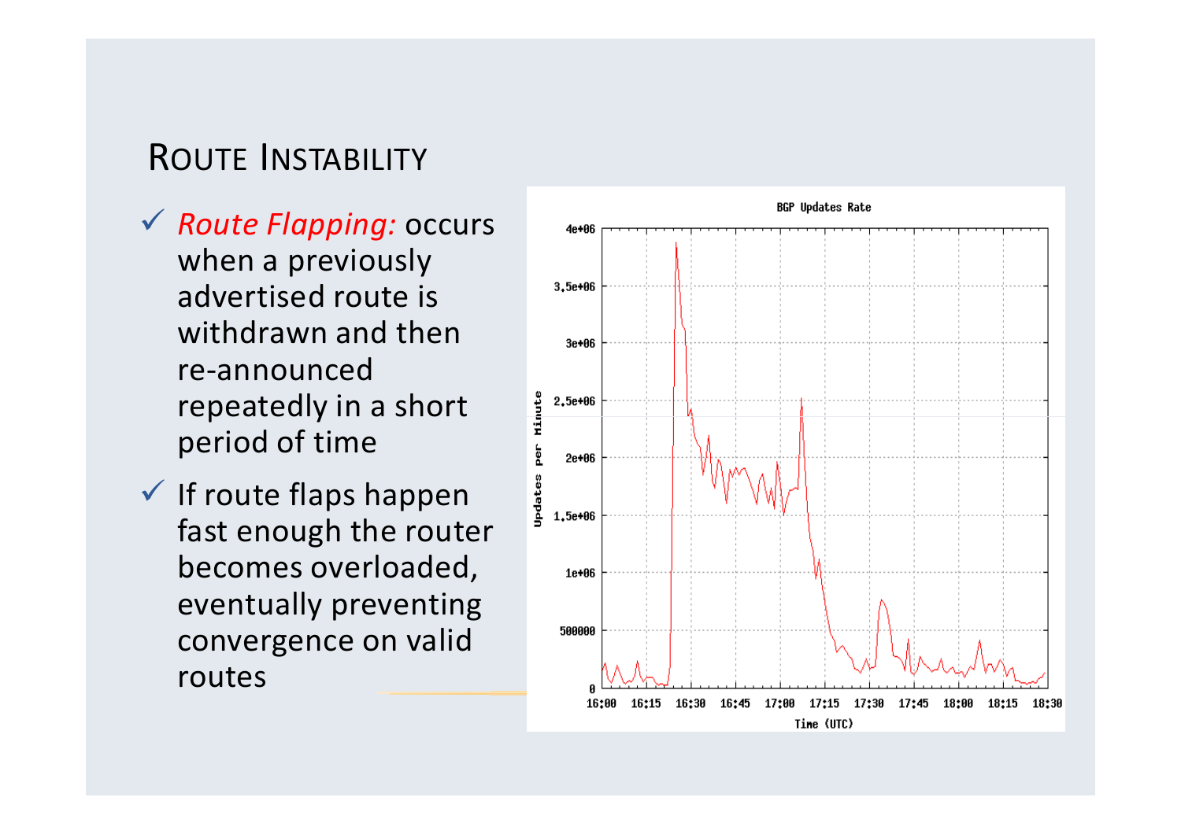# Route Instability

- *Route Flapping:* occurs when a previously advertised route is withdrawn and then re-announced repeatedly in a short period of time
- If route flaps happen fast enough the router becomes overloaded, eventually preventing convergence on valid routes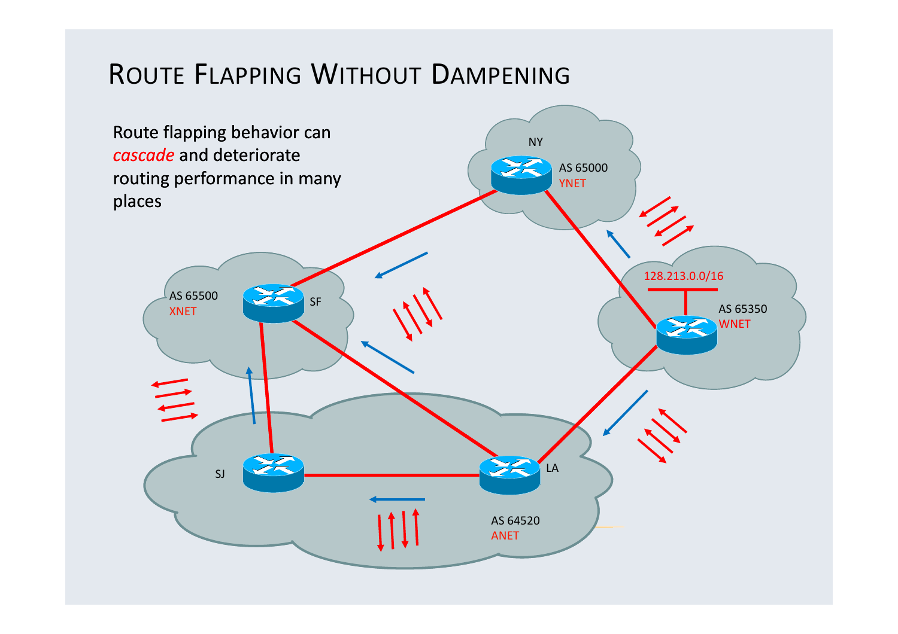# Route Flapping Without Dampening

Route flapping behavior can *cascade* and deteriorate routing performance in many places

NY

AS 65000
YNET

AS 65500
XNET

SF

128.213.0.0/16

AS 65350
WNET

SJ

LA

AS 64520
ANET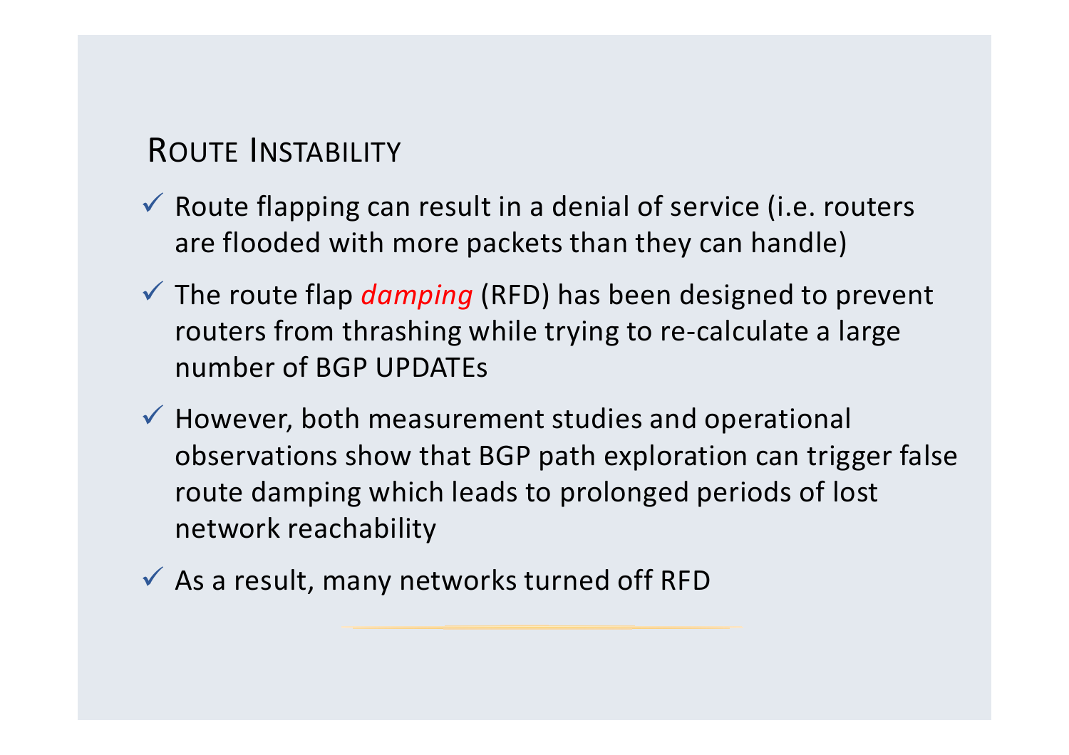## Route Instability

- ✓ Route flapping can result in a denial of service (i.e. routers are flooded with more packets than they can handle)
- ✓ The route flap *damping* (RFD) has been designed to prevent routers from thrashing while trying to re-calculate a large number of BGP UPDATEs
- ✓ However, both measurement studies and operational observations show that BGP path exploration can trigger false route damping which leads to prolonged periods of lost network reachability
- ✓ As a result, many networks turned off RFD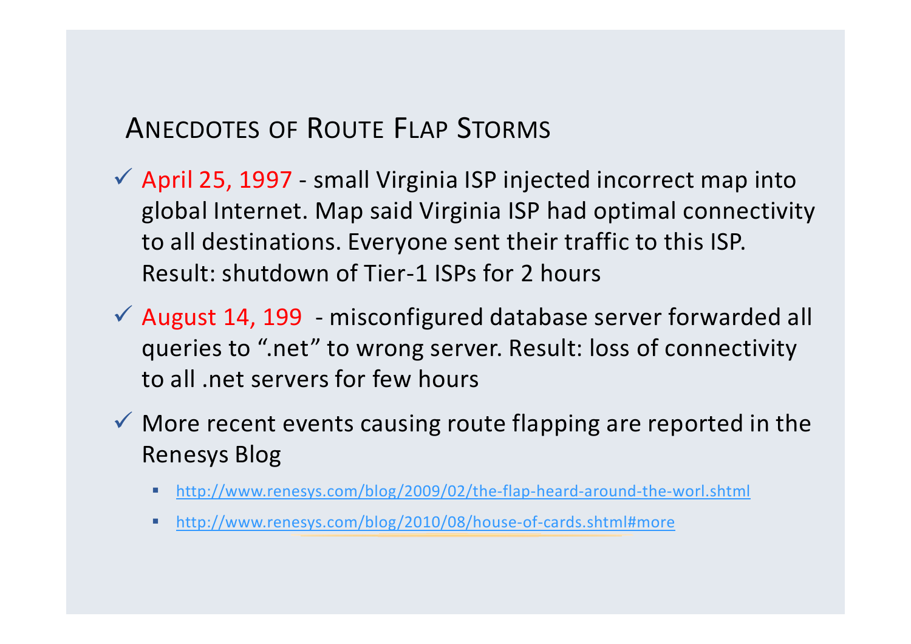## Anecdotes of Route Flap Storms

- ✓ April 25, 1997 - small Virginia ISP injected incorrect map into global Internet. Map said Virginia ISP had optimal connectivity to all destinations. Everyone sent their traffic to this ISP. Result: shutdown of Tier-1 ISPs for 2 hours
- ✓ August 14, 199 - misconfigured database server forwarded all queries to ".net" to wrong server. Result: loss of connectivity to all .net servers for few hours
- ✓ More recent events causing route flapping are reported in the Renesys Blog
  - http://www.renesys.com/blog/2009/02/the-flap-heard-around-the-worl.shtml
  - http://www.renesys.com/blog/2010/08/house-of-cards.shtml#more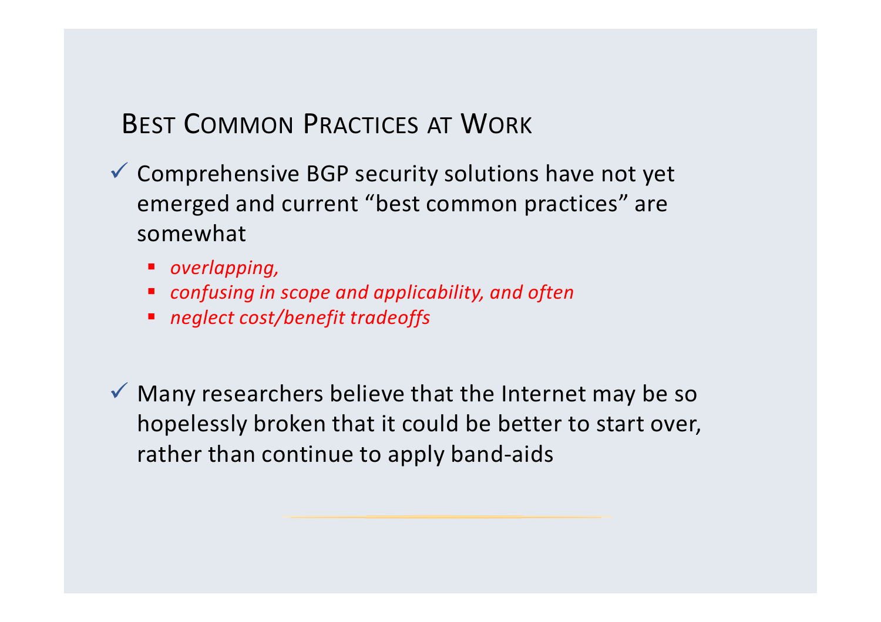## Best Common Practices at Work

- ✓ Comprehensive BGP security solutions have not yet emerged and current “best common practices” are somewhat
  - *overlapping,*
  - *confusing in scope and applicability, and often*
  - *neglect cost/benefit tradeoffs*

- ✓ Many researchers believe that the Internet may be so hopelessly broken that it could be better to start over, rather than continue to apply band-aids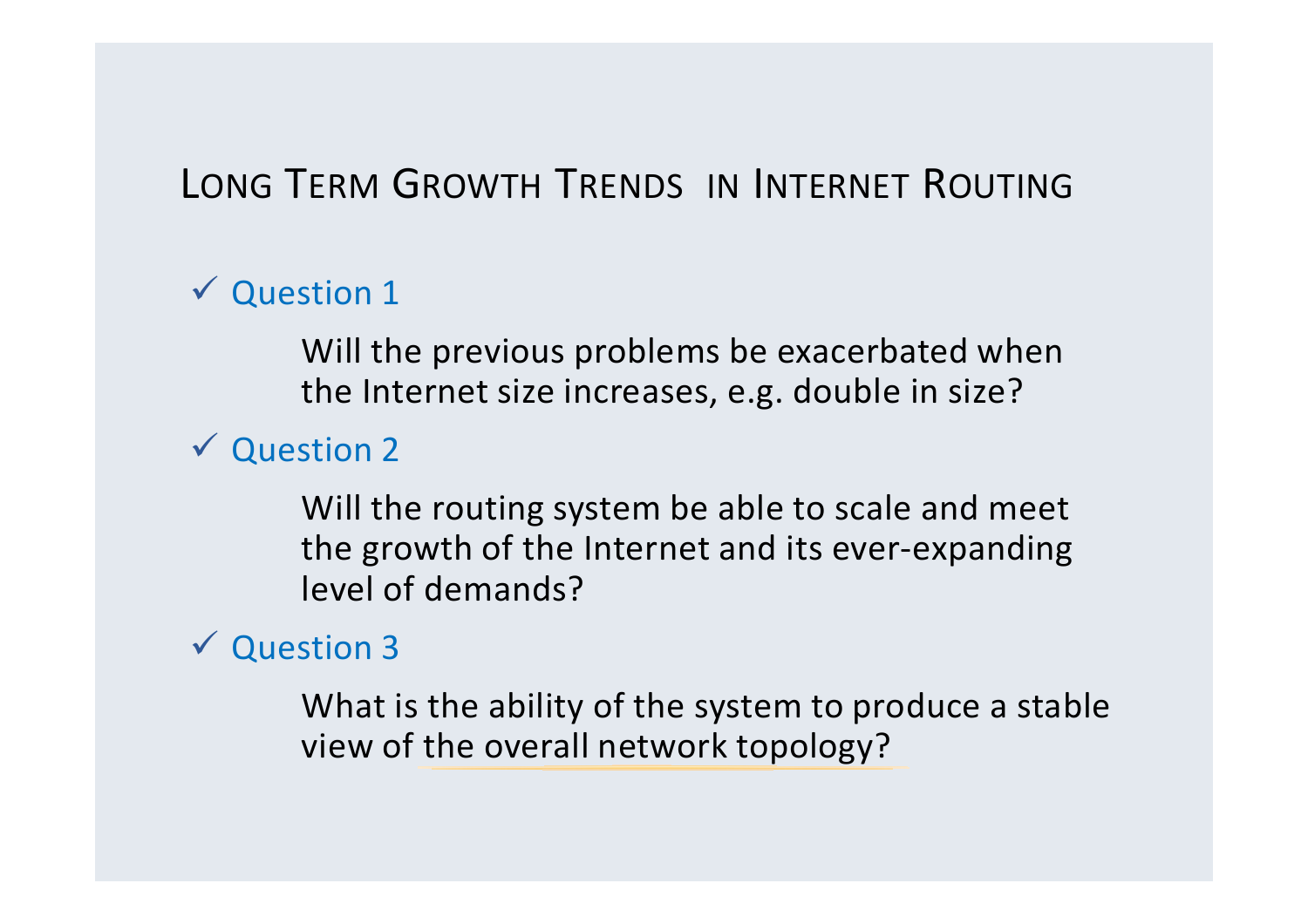# Long Term Growth Trends in Internet Routing

- ✓ Question 1

  Will the previous problems be exacerbated when the Internet size increases, e.g. double in size?

- ✓ Question 2

  Will the routing system be able to scale and meet the growth of the Internet and its ever-expanding level of demands?

- ✓ Question 3

  What is the ability of the system to produce a stable view of the overall network topology?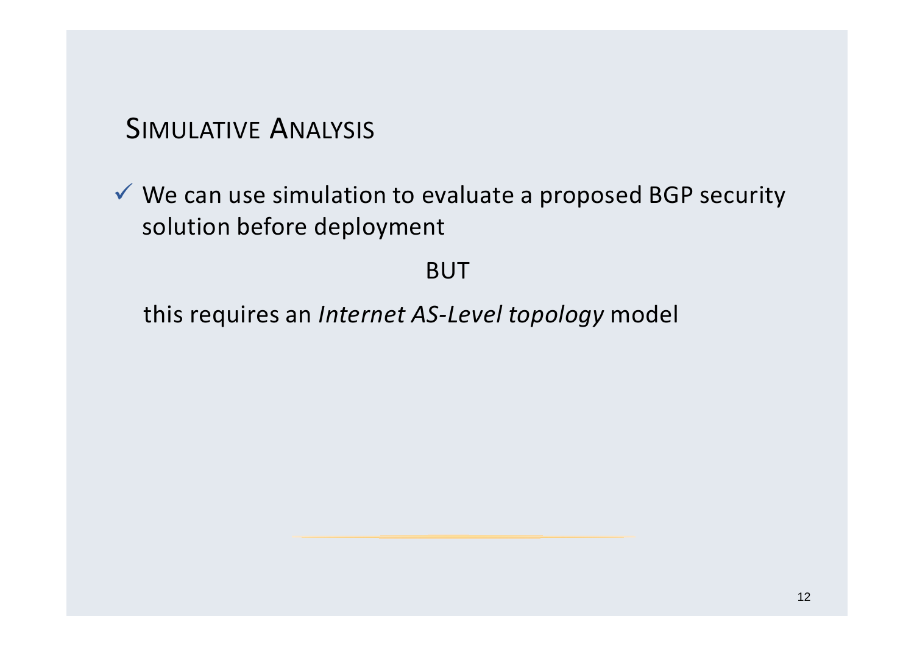## SIMULATIVE ANALYSIS

- ✓ We can use simulation to evaluate a proposed BGP security solution before deployment

BUT

this requires an *Internet AS-Level topology* model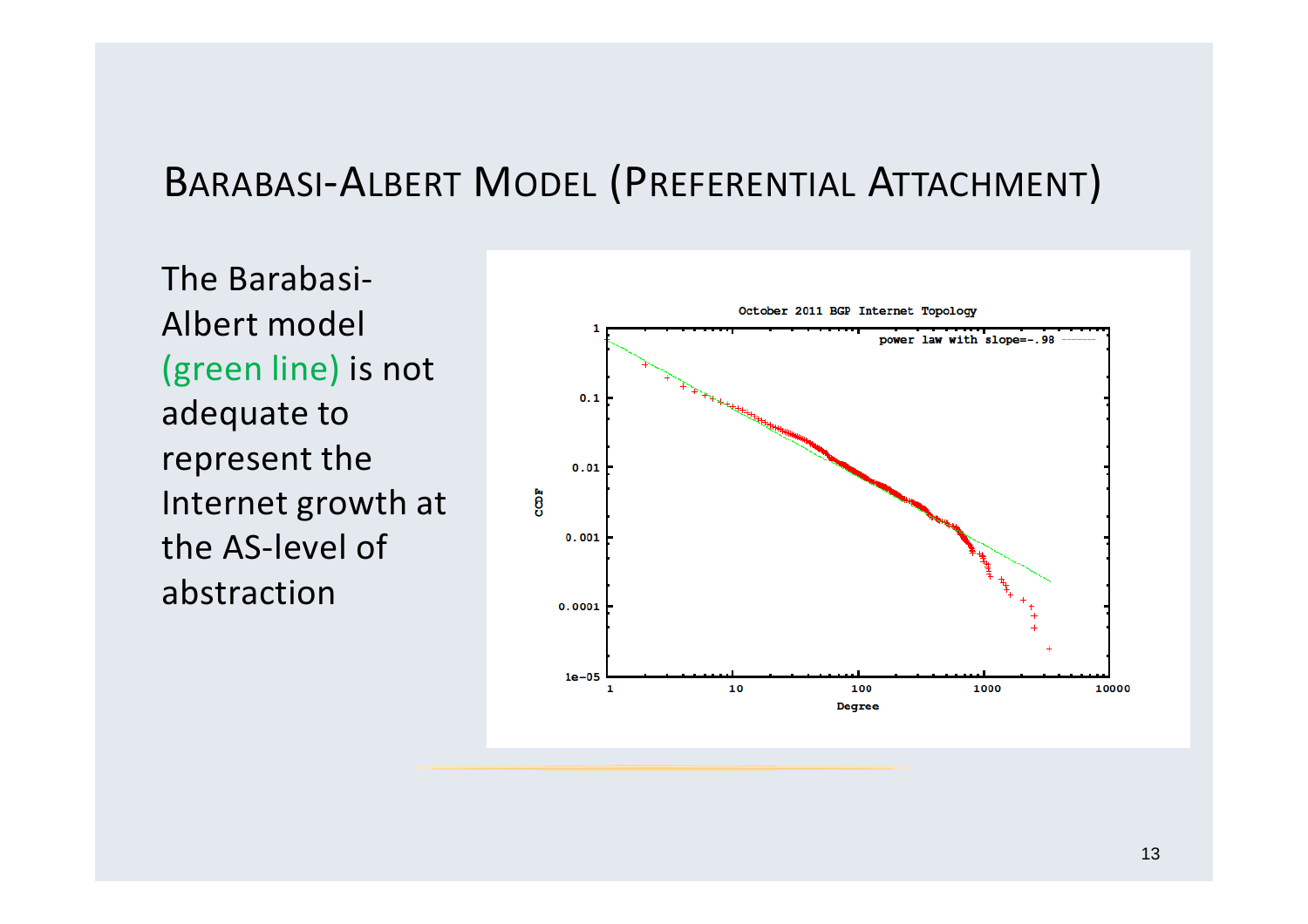# Barabasi-Albert Model (Preferential Attachment)

The Barabasi-Albert model (green line) is not adequate to represent the Internet growth at the AS-level of abstraction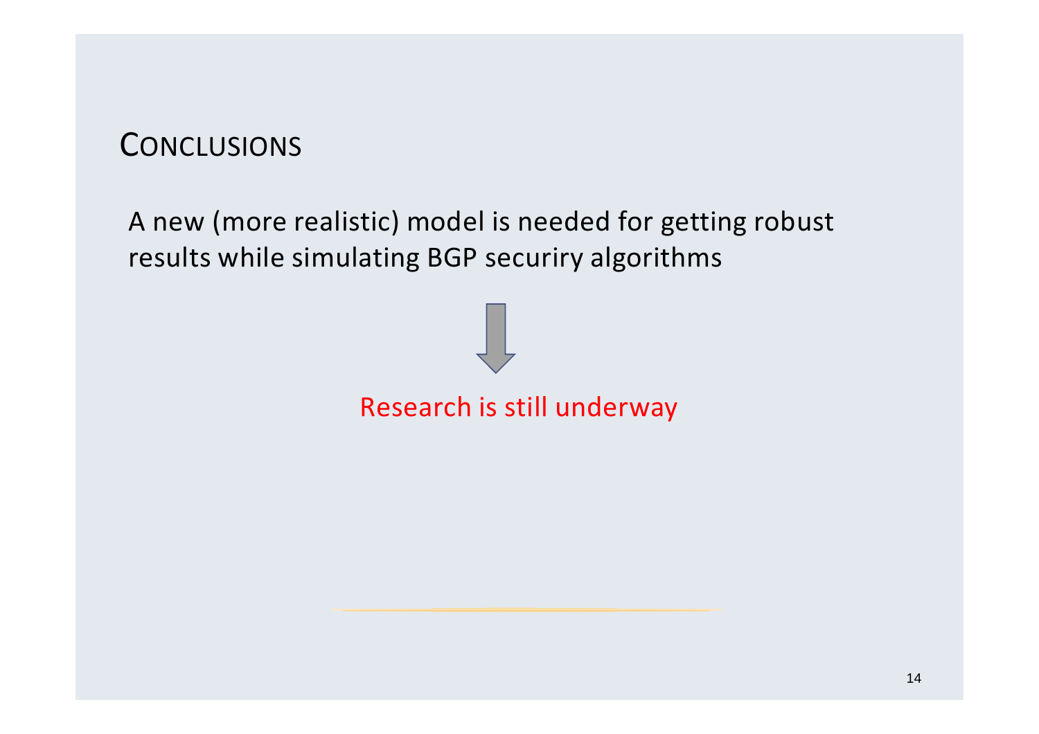# CONCLUSIONS

A new (more realistic) model is needed for getting robust results while simulating BGP securiry algorithms

Research is still underway